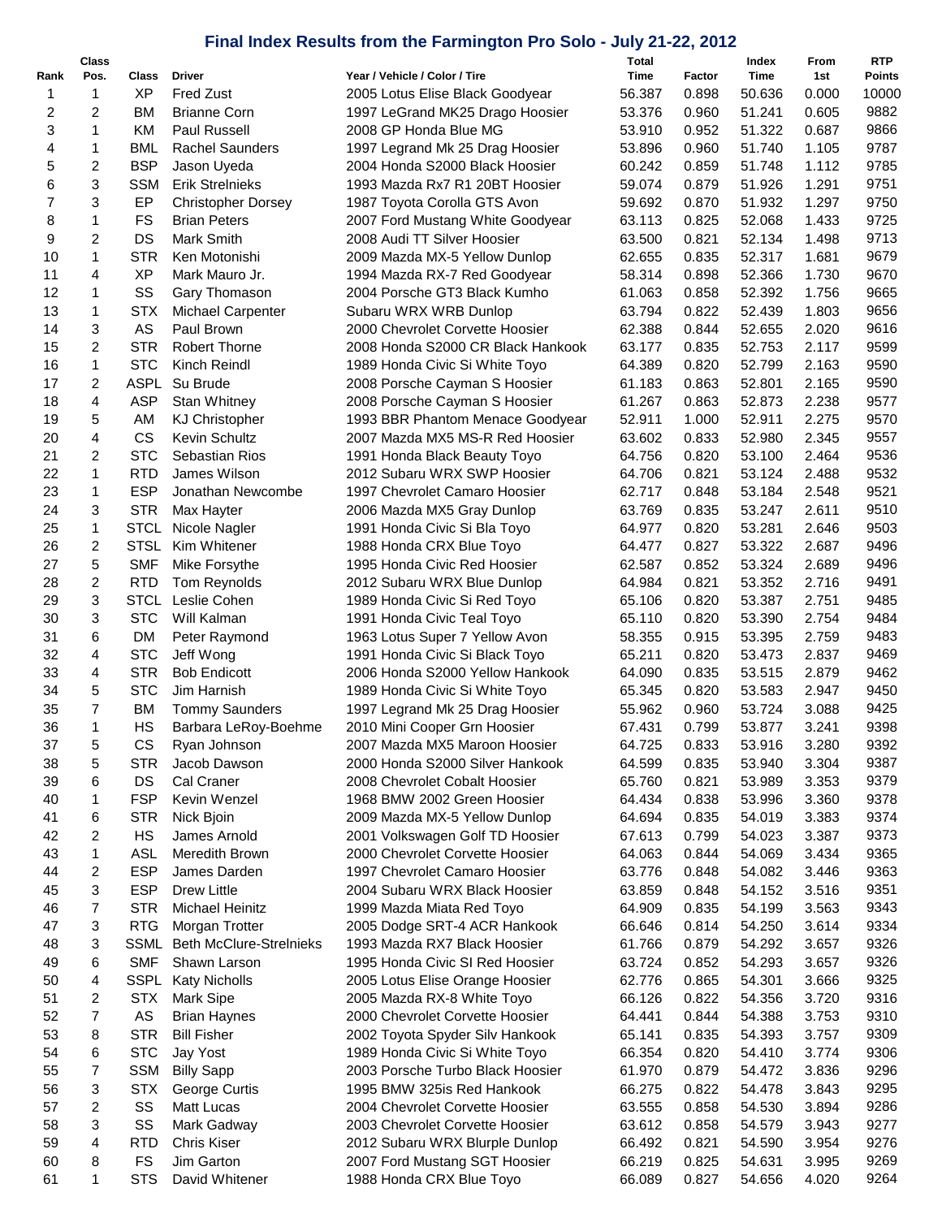# Final Index Results from the Farmington Pro Solo - July 21-22, 2012

| Rank | Class Pos. | Class | Driver | Year / Vehicle / Color / Tire | Total Time | Factor | Index Time | From 1st | RTP Points |
|---|---|---|---|---|---|---|---|---|---|
| 1 | 1 | XP | Fred Zust | 2005 Lotus Elise Black Goodyear | 56.387 | 0.898 | 50.636 | 0.000 | 10000 |
| 2 | 2 | BM | Brianne Corn | 1997 LeGrand MK25 Drago Hoosier | 53.376 | 0.960 | 51.241 | 0.605 | 9882 |
| 3 | 1 | KM | Paul Russell | 2008 GP Honda Blue MG | 53.910 | 0.952 | 51.322 | 0.687 | 9866 |
| 4 | 1 | BML | Rachel Saunders | 1997 Legrand Mk 25 Drag Hoosier | 53.896 | 0.960 | 51.740 | 1.105 | 9787 |
| 5 | 2 | BSP | Jason Uyeda | 2004 Honda S2000 Black Hoosier | 60.242 | 0.859 | 51.748 | 1.112 | 9785 |
| 6 | 3 | SSM | Erik Strelnieks | 1993 Mazda Rx7 R1 20BT Hoosier | 59.074 | 0.879 | 51.926 | 1.291 | 9751 |
| 7 | 3 | EP | Christopher Dorsey | 1987 Toyota Corolla GTS Avon | 59.692 | 0.870 | 51.932 | 1.297 | 9750 |
| 8 | 1 | FS | Brian Peters | 2007 Ford Mustang White Goodyear | 63.113 | 0.825 | 52.068 | 1.433 | 9725 |
| 9 | 2 | DS | Mark Smith | 2008 Audi TT Silver Hoosier | 63.500 | 0.821 | 52.134 | 1.498 | 9713 |
| 10 | 1 | STR | Ken Motonishi | 2009 Mazda MX-5 Yellow Dunlop | 62.655 | 0.835 | 52.317 | 1.681 | 9679 |
| 11 | 4 | XP | Mark Mauro Jr. | 1994 Mazda RX-7 Red Goodyear | 58.314 | 0.898 | 52.366 | 1.730 | 9670 |
| 12 | 1 | SS | Gary Thomason | 2004 Porsche GT3 Black Kumho | 61.063 | 0.858 | 52.392 | 1.756 | 9665 |
| 13 | 1 | STX | Michael Carpenter | Subaru WRX WRB Dunlop | 63.794 | 0.822 | 52.439 | 1.803 | 9656 |
| 14 | 3 | AS | Paul Brown | 2000 Chevrolet Corvette Hoosier | 62.388 | 0.844 | 52.655 | 2.020 | 9616 |
| 15 | 2 | STR | Robert Thorne | 2008 Honda S2000 CR Black Hankook | 63.177 | 0.835 | 52.753 | 2.117 | 9599 |
| 16 | 1 | STC | Kinch Reindl | 1989 Honda Civic Si White Toyo | 64.389 | 0.820 | 52.799 | 2.163 | 9590 |
| 17 | 2 | ASPL | Su Brude | 2008 Porsche Cayman S Hoosier | 61.183 | 0.863 | 52.801 | 2.165 | 9590 |
| 18 | 4 | ASP | Stan Whitney | 2008 Porsche Cayman S Hoosier | 61.267 | 0.863 | 52.873 | 2.238 | 9577 |
| 19 | 5 | AM | KJ Christopher | 1993 BBR Phantom Menace Goodyear | 52.911 | 1.000 | 52.911 | 2.275 | 9570 |
| 20 | 4 | CS | Kevin Schultz | 2007 Mazda MX5 MS-R Red Hoosier | 63.602 | 0.833 | 52.980 | 2.345 | 9557 |
| 21 | 2 | STC | Sebastian Rios | 1991 Honda Black Beauty Toyo | 64.756 | 0.820 | 53.100 | 2.464 | 9536 |
| 22 | 1 | RTD | James Wilson | 2012 Subaru WRX SWP Hoosier | 64.706 | 0.821 | 53.124 | 2.488 | 9532 |
| 23 | 1 | ESP | Jonathan Newcombe | 1997 Chevrolet Camaro Hoosier | 62.717 | 0.848 | 53.184 | 2.548 | 9521 |
| 24 | 3 | STR | Max Hayter | 2006 Mazda MX5 Gray Dunlop | 63.769 | 0.835 | 53.247 | 2.611 | 9510 |
| 25 | 1 | STCL | Nicole Nagler | 1991 Honda Civic Si Bla Toyo | 64.977 | 0.820 | 53.281 | 2.646 | 9503 |
| 26 | 2 | STSL | Kim Whitener | 1988 Honda CRX Blue Toyo | 64.477 | 0.827 | 53.322 | 2.687 | 9496 |
| 27 | 5 | SMF | Mike Forsythe | 1995 Honda Civic Red Hoosier | 62.587 | 0.852 | 53.324 | 2.689 | 9496 |
| 28 | 2 | RTD | Tom Reynolds | 2012 Subaru WRX Blue Dunlop | 64.984 | 0.821 | 53.352 | 2.716 | 9491 |
| 29 | 3 | STCL | Leslie Cohen | 1989 Honda Civic Si Red Toyo | 65.106 | 0.820 | 53.387 | 2.751 | 9485 |
| 30 | 3 | STC | Will Kalman | 1991 Honda Civic Teal Toyo | 65.110 | 0.820 | 53.390 | 2.754 | 9484 |
| 31 | 6 | DM | Peter Raymond | 1963 Lotus Super 7 Yellow Avon | 58.355 | 0.915 | 53.395 | 2.759 | 9483 |
| 32 | 4 | STC | Jeff Wong | 1991 Honda Civic Si Black Toyo | 65.211 | 0.820 | 53.473 | 2.837 | 9469 |
| 33 | 4 | STR | Bob Endicott | 2006 Honda S2000 Yellow Hankook | 64.090 | 0.835 | 53.515 | 2.879 | 9462 |
| 34 | 5 | STC | Jim Harnish | 1989 Honda Civic Si White Toyo | 65.345 | 0.820 | 53.583 | 2.947 | 9450 |
| 35 | 7 | BM | Tommy Saunders | 1997 Legrand Mk 25 Drag Hoosier | 55.962 | 0.960 | 53.724 | 3.088 | 9425 |
| 36 | 1 | HS | Barbara LeRoy-Boehme | 2010 Mini Cooper Grn Hoosier | 67.431 | 0.799 | 53.877 | 3.241 | 9398 |
| 37 | 5 | CS | Ryan Johnson | 2007 Mazda MX5 Maroon Hoosier | 64.725 | 0.833 | 53.916 | 3.280 | 9392 |
| 38 | 5 | STR | Jacob Dawson | 2000 Honda S2000 Silver Hankook | 64.599 | 0.835 | 53.940 | 3.304 | 9387 |
| 39 | 6 | DS | Cal Craner | 2008 Chevrolet Cobalt Hoosier | 65.760 | 0.821 | 53.989 | 3.353 | 9379 |
| 40 | 1 | FSP | Kevin Wenzel | 1968 BMW 2002 Green Hoosier | 64.434 | 0.838 | 53.996 | 3.360 | 9378 |
| 41 | 6 | STR | Nick Bjoin | 2009 Mazda MX-5 Yellow Dunlop | 64.694 | 0.835 | 54.019 | 3.383 | 9374 |
| 42 | 2 | HS | James Arnold | 2001 Volkswagen Golf TD Hoosier | 67.613 | 0.799 | 54.023 | 3.387 | 9373 |
| 43 | 1 | ASL | Meredith Brown | 2000 Chevrolet Corvette Hoosier | 64.063 | 0.844 | 54.069 | 3.434 | 9365 |
| 44 | 2 | ESP | James Darden | 1997 Chevrolet Camaro Hoosier | 63.776 | 0.848 | 54.082 | 3.446 | 9363 |
| 45 | 3 | ESP | Drew Little | 2004 Subaru WRX Black Hoosier | 63.859 | 0.848 | 54.152 | 3.516 | 9351 |
| 46 | 7 | STR | Michael Heinitz | 1999 Mazda Miata Red Toyo | 64.909 | 0.835 | 54.199 | 3.563 | 9343 |
| 47 | 3 | RTG | Morgan Trotter | 2005 Dodge SRT-4 ACR Hankook | 66.646 | 0.814 | 54.250 | 3.614 | 9334 |
| 48 | 3 | SSML | Beth McClure-Strelnieks | 1993 Mazda RX7 Black Hoosier | 61.766 | 0.879 | 54.292 | 3.657 | 9326 |
| 49 | 6 | SMF | Shawn Larson | 1995 Honda Civic SI Red Hoosier | 63.724 | 0.852 | 54.293 | 3.657 | 9326 |
| 50 | 4 | SSPL | Katy Nicholls | 2005 Lotus Elise Orange Hoosier | 62.776 | 0.865 | 54.301 | 3.666 | 9325 |
| 51 | 2 | STX | Mark Sipe | 2005 Mazda RX-8 White Toyo | 66.126 | 0.822 | 54.356 | 3.720 | 9316 |
| 52 | 7 | AS | Brian Haynes | 2000 Chevrolet Corvette Hoosier | 64.441 | 0.844 | 54.388 | 3.753 | 9310 |
| 53 | 8 | STR | Bill Fisher | 2002 Toyota Spyder Silv Hankook | 65.141 | 0.835 | 54.393 | 3.757 | 9309 |
| 54 | 6 | STC | Jay Yost | 1989 Honda Civic Si White Toyo | 66.354 | 0.820 | 54.410 | 3.774 | 9306 |
| 55 | 7 | SSM | Billy Sapp | 2003 Porsche Turbo Black Hoosier | 61.970 | 0.879 | 54.472 | 3.836 | 9296 |
| 56 | 3 | STX | George Curtis | 1995 BMW 325is Red Hankook | 66.275 | 0.822 | 54.478 | 3.843 | 9295 |
| 57 | 2 | SS | Matt Lucas | 2004 Chevrolet Corvette Hoosier | 63.555 | 0.858 | 54.530 | 3.894 | 9286 |
| 58 | 3 | SS | Mark Gadway | 2003 Chevrolet Corvette Hoosier | 63.612 | 0.858 | 54.579 | 3.943 | 9277 |
| 59 | 4 | RTD | Chris Kiser | 2012 Subaru WRX Blurple Dunlop | 66.492 | 0.821 | 54.590 | 3.954 | 9276 |
| 60 | 8 | FS | Jim Garton | 2007 Ford Mustang SGT Hoosier | 66.219 | 0.825 | 54.631 | 3.995 | 9269 |
| 61 | 1 | STS | David Whitener | 1988 Honda CRX Blue Toyo | 66.089 | 0.827 | 54.656 | 4.020 | 9264 |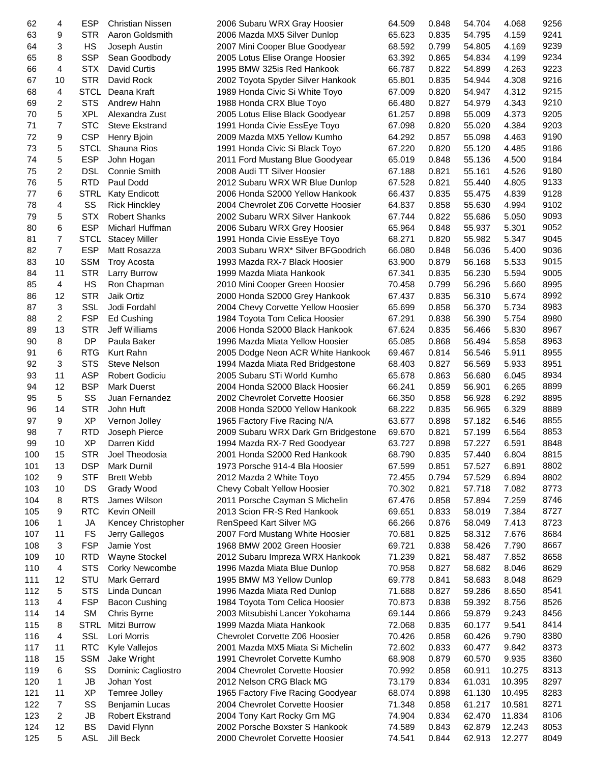| | | | | | | | | | |
|---|---|---|---|---|---|---|---|---|---|
| 62 | 4 | ESP | Christian Nissen | 2006 Subaru WRX Gray Hoosier | 64.509 | 0.848 | 54.704 | 4.068 | 9256 |
| 63 | 9 | STR | Aaron Goldsmith | 2006 Mazda MX5 Silver Dunlop | 65.623 | 0.835 | 54.795 | 4.159 | 9241 |
| 64 | 3 | HS | Joseph Austin | 2007 Mini Cooper Blue Goodyear | 68.592 | 0.799 | 54.805 | 4.169 | 9239 |
| 65 | 8 | SSP | Sean Goodbody | 2005 Lotus Elise Orange Hoosier | 63.392 | 0.865 | 54.834 | 4.199 | 9234 |
| 66 | 4 | STX | David Curtis | 1995 BMW 325is Red Hankook | 66.787 | 0.822 | 54.899 | 4.263 | 9223 |
| 67 | 10 | STR | David Rock | 2002 Toyota Spyder Silver Hankook | 65.801 | 0.835 | 54.944 | 4.308 | 9216 |
| 68 | 4 | STCL | Deana Kraft | 1989 Honda Civic Si White Toyo | 67.009 | 0.820 | 54.947 | 4.312 | 9215 |
| 69 | 2 | STS | Andrew Hahn | 1988 Honda CRX Blue Toyo | 66.480 | 0.827 | 54.979 | 4.343 | 9210 |
| 70 | 5 | XPL | Alexandra Zust | 2005 Lotus Elise Black Goodyear | 61.257 | 0.898 | 55.009 | 4.373 | 9205 |
| 71 | 7 | STC | Steve Ekstrand | 1991 Honda Civie EssEye Toyo | 67.098 | 0.820 | 55.020 | 4.384 | 9203 |
| 72 | 9 | CSP | Henry Bjoin | 2009 Mazda MX5 Yellow Kumho | 64.292 | 0.857 | 55.098 | 4.463 | 9190 |
| 73 | 5 | STCL | Shauna Rios | 1991 Honda Civic Si Black Toyo | 67.220 | 0.820 | 55.120 | 4.485 | 9186 |
| 74 | 5 | ESP | John Hogan | 2011 Ford Mustang Blue Goodyear | 65.019 | 0.848 | 55.136 | 4.500 | 9184 |
| 75 | 2 | DSL | Connie Smith | 2008 Audi TT Silver Hoosier | 67.188 | 0.821 | 55.161 | 4.526 | 9180 |
| 76 | 5 | RTD | Paul Dodd | 2012 Subaru WRX WR Blue Dunlop | 67.528 | 0.821 | 55.440 | 4.805 | 9133 |
| 77 | 6 | STRL | Katy Endicott | 2006 Honda S2000 Yellow Hankook | 66.437 | 0.835 | 55.475 | 4.839 | 9128 |
| 78 | 4 | SS | Rick Hinckley | 2004 Chevrolet Z06 Corvette Hoosier | 64.837 | 0.858 | 55.630 | 4.994 | 9102 |
| 79 | 5 | STX | Robert Shanks | 2002 Subaru WRX Silver Hankook | 67.744 | 0.822 | 55.686 | 5.050 | 9093 |
| 80 | 6 | ESP | Micharl Huffman | 2006 Subaru WRX Grey Hoosier | 65.964 | 0.848 | 55.937 | 5.301 | 9052 |
| 81 | 7 | STCL | Stacey Miller | 1991 Honda Civie EssEye Toyo | 68.271 | 0.820 | 55.982 | 5.347 | 9045 |
| 82 | 7 | ESP | Matt Rosazza | 2003 Subaru WRX* Silver BFGoodrich | 66.080 | 0.848 | 56.036 | 5.400 | 9036 |
| 83 | 10 | SSM | Troy Acosta | 1993 Mazda RX-7 Black Hoosier | 63.900 | 0.879 | 56.168 | 5.533 | 9015 |
| 84 | 11 | STR | Larry Burrow | 1999 Mazda Miata Hankook | 67.341 | 0.835 | 56.230 | 5.594 | 9005 |
| 85 | 4 | HS | Ron Chapman | 2010 Mini Cooper Green Hoosier | 70.458 | 0.799 | 56.296 | 5.660 | 8995 |
| 86 | 12 | STR | Jaik Ortiz | 2000 Honda S2000 Grey Hankook | 67.437 | 0.835 | 56.310 | 5.674 | 8992 |
| 87 | 3 | SSL | Jodi Fordahl | 2004 Chevy Corvette Yellow Hoosier | 65.699 | 0.858 | 56.370 | 5.734 | 8983 |
| 88 | 2 | FSP | Ed Cushing | 1984 Toyota Tom Celica Hoosier | 67.291 | 0.838 | 56.390 | 5.754 | 8980 |
| 89 | 13 | STR | Jeff Williams | 2006 Honda S2000 Black Hankook | 67.624 | 0.835 | 56.466 | 5.830 | 8967 |
| 90 | 8 | DP | Paula Baker | 1996 Mazda Miata Yellow Hoosier | 65.085 | 0.868 | 56.494 | 5.858 | 8963 |
| 91 | 6 | RTG | Kurt Rahn | 2005 Dodge Neon ACR White Hankook | 69.467 | 0.814 | 56.546 | 5.911 | 8955 |
| 92 | 3 | STS | Steve Nelson | 1994 Mazda Miata Red Bridgestone | 68.403 | 0.827 | 56.569 | 5.933 | 8951 |
| 93 | 11 | ASP | Robert Godiciu | 2005 Subaru STi World Kumho | 65.678 | 0.863 | 56.680 | 6.045 | 8934 |
| 94 | 12 | BSP | Mark Duerst | 2004 Honda S2000 Black Hoosier | 66.241 | 0.859 | 56.901 | 6.265 | 8899 |
| 95 | 5 | SS | Juan Fernandez | 2002 Chevrolet Corvette Hoosier | 66.350 | 0.858 | 56.928 | 6.292 | 8895 |
| 96 | 14 | STR | John Huft | 2008 Honda S2000 Yellow Hankook | 68.222 | 0.835 | 56.965 | 6.329 | 8889 |
| 97 | 9 | XP | Vernon Jolley | 1965 Factory Five Racing N/A | 63.677 | 0.898 | 57.182 | 6.546 | 8855 |
| 98 | 7 | RTD | Joseph Pierce | 2009 Subaru WRX Dark Grn Bridgestone | 69.670 | 0.821 | 57.199 | 6.564 | 8853 |
| 99 | 10 | XP | Darren Kidd | 1994 Mazda RX-7 Red Goodyear | 63.727 | 0.898 | 57.227 | 6.591 | 8848 |
| 100 | 15 | STR | Joel Theodosia | 2001 Honda S2000 Red Hankook | 68.790 | 0.835 | 57.440 | 6.804 | 8815 |
| 101 | 13 | DSP | Mark Durnil | 1973 Porsche 914-4 Bla Hoosier | 67.599 | 0.851 | 57.527 | 6.891 | 8802 |
| 102 | 9 | STF | Brett Webb | 2012 Mazda 2 White Toyo | 72.455 | 0.794 | 57.529 | 6.894 | 8802 |
| 103 | 10 | DS | Grady Wood | Chevy Cobalt Yellow Hoosier | 70.302 | 0.821 | 57.718 | 7.082 | 8773 |
| 104 | 8 | RTS | James Wilson | 2011 Porsche Cayman S Michelin | 67.476 | 0.858 | 57.894 | 7.259 | 8746 |
| 105 | 9 | RTC | Kevin ONeill | 2013 Scion FR-S Red Hankook | 69.651 | 0.833 | 58.019 | 7.384 | 8727 |
| 106 | 1 | JA | Kencey Christopher | RenSpeed Kart Silver MG | 66.266 | 0.876 | 58.049 | 7.413 | 8723 |
| 107 | 11 | FS | Jerry Gallegos | 2007 Ford Mustang White Hoosier | 70.681 | 0.825 | 58.312 | 7.676 | 8684 |
| 108 | 3 | FSP | Jamie Yost | 1968 BMW 2002 Green Hoosier | 69.721 | 0.838 | 58.426 | 7.790 | 8667 |
| 109 | 10 | RTD | Wayne Stockel | 2012 Subaru Impreza WRX Hankook | 71.239 | 0.821 | 58.487 | 7.852 | 8658 |
| 110 | 4 | STS | Corky Newcombe | 1996 Mazda Miata Blue Dunlop | 70.958 | 0.827 | 58.682 | 8.046 | 8629 |
| 111 | 12 | STU | Mark Gerrard | 1995 BMW M3 Yellow Dunlop | 69.778 | 0.841 | 58.683 | 8.048 | 8629 |
| 112 | 5 | STS | Linda Duncan | 1996 Mazda Miata Red Dunlop | 71.688 | 0.827 | 59.286 | 8.650 | 8541 |
| 113 | 4 | FSP | Bacon Cushing | 1984 Toyota Tom Celica Hoosier | 70.873 | 0.838 | 59.392 | 8.756 | 8526 |
| 114 | 14 | SM | Chris Byrne | 2003 Mitsubishi Lancer Yokohama | 69.144 | 0.866 | 59.879 | 9.243 | 8456 |
| 115 | 8 | STRL | Mitzi Burrow | 1999 Mazda Miata Hankook | 72.068 | 0.835 | 60.177 | 9.541 | 8414 |
| 116 | 4 | SSL | Lori Morris | Chevrolet Corvette Z06 Hoosier | 70.426 | 0.858 | 60.426 | 9.790 | 8380 |
| 117 | 11 | RTC | Kyle Vallejos | 2001 Mazda MX5 Miata Si Michelin | 72.602 | 0.833 | 60.477 | 9.842 | 8373 |
| 118 | 15 | SSM | Jake Wright | 1991 Chevrolet Corvette Kumho | 68.908 | 0.879 | 60.570 | 9.935 | 8360 |
| 119 | 6 | SS | Dominic Cagliostro | 2004 Chevrolet Corvette Hoosier | 70.992 | 0.858 | 60.911 | 10.275 | 8313 |
| 120 | 1 | JB | Johan Yost | 2012 Nelson CRG Black MG | 73.179 | 0.834 | 61.031 | 10.395 | 8297 |
| 121 | 11 | XP | Temree Jolley | 1965 Factory Five Racing Goodyear | 68.074 | 0.898 | 61.130 | 10.495 | 8283 |
| 122 | 7 | SS | Benjamin Lucas | 2004 Chevrolet Corvette Hoosier | 71.348 | 0.858 | 61.217 | 10.581 | 8271 |
| 123 | 2 | JB | Robert Ekstrand | 2004 Tony Kart Rocky Grn MG | 74.904 | 0.834 | 62.470 | 11.834 | 8106 |
| 124 | 12 | BS | David Flynn | 2002 Porsche Boxster S Hankook | 74.589 | 0.843 | 62.879 | 12.243 | 8053 |
| 125 | 5 | ASL | Jill Beck | 2000 Chevrolet Corvette Hoosier | 74.541 | 0.844 | 62.913 | 12.277 | 8049 |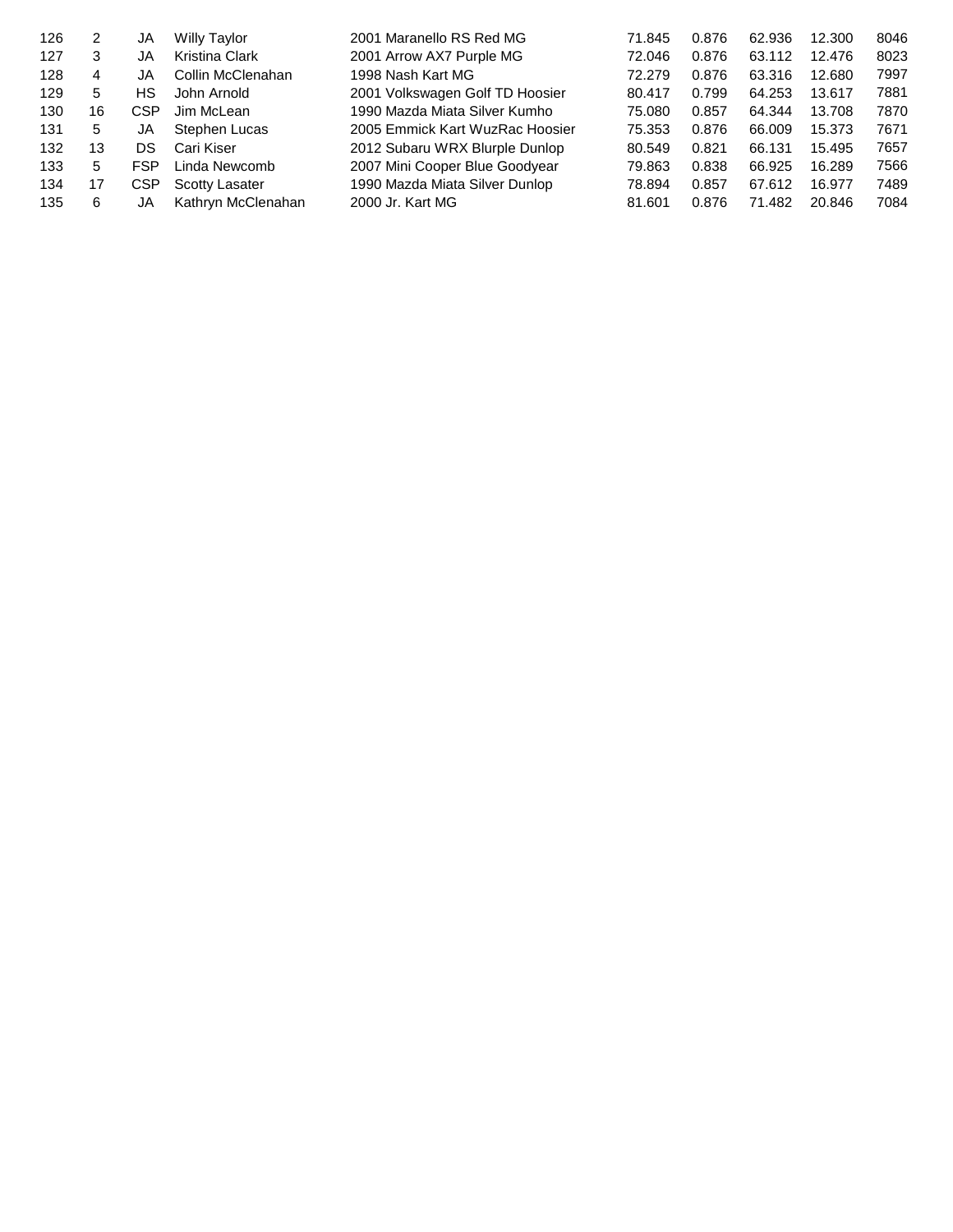| | | | | | | | | | |
|---|---|---|---|---|---|---|---|---|---|
| 126 | 2 | JA | Willy Taylor | 2001 Maranello RS Red MG | 71.845 | 0.876 | 62.936 | 12.300 | 8046 |
| 127 | 3 | JA | Kristina Clark | 2001 Arrow AX7 Purple MG | 72.046 | 0.876 | 63.112 | 12.476 | 8023 |
| 128 | 4 | JA | Collin McClenahan | 1998 Nash Kart MG | 72.279 | 0.876 | 63.316 | 12.680 | 7997 |
| 129 | 5 | HS | John Arnold | 2001 Volkswagen Golf TD Hoosier | 80.417 | 0.799 | 64.253 | 13.617 | 7881 |
| 130 | 16 | CSP | Jim McLean | 1990 Mazda Miata Silver Kumho | 75.080 | 0.857 | 64.344 | 13.708 | 7870 |
| 131 | 5 | JA | Stephen Lucas | 2005 Emmick Kart WuzRac Hoosier | 75.353 | 0.876 | 66.009 | 15.373 | 7671 |
| 132 | 13 | DS | Cari Kiser | 2012 Subaru WRX Blurple Dunlop | 80.549 | 0.821 | 66.131 | 15.495 | 7657 |
| 133 | 5 | FSP | Linda Newcomb | 2007 Mini Cooper Blue Goodyear | 79.863 | 0.838 | 66.925 | 16.289 | 7566 |
| 134 | 17 | CSP | Scotty Lasater | 1990 Mazda Miata Silver Dunlop | 78.894 | 0.857 | 67.612 | 16.977 | 7489 |
| 135 | 6 | JA | Kathryn McClenahan | 2000 Jr. Kart MG | 81.601 | 0.876 | 71.482 | 20.846 | 7084 |